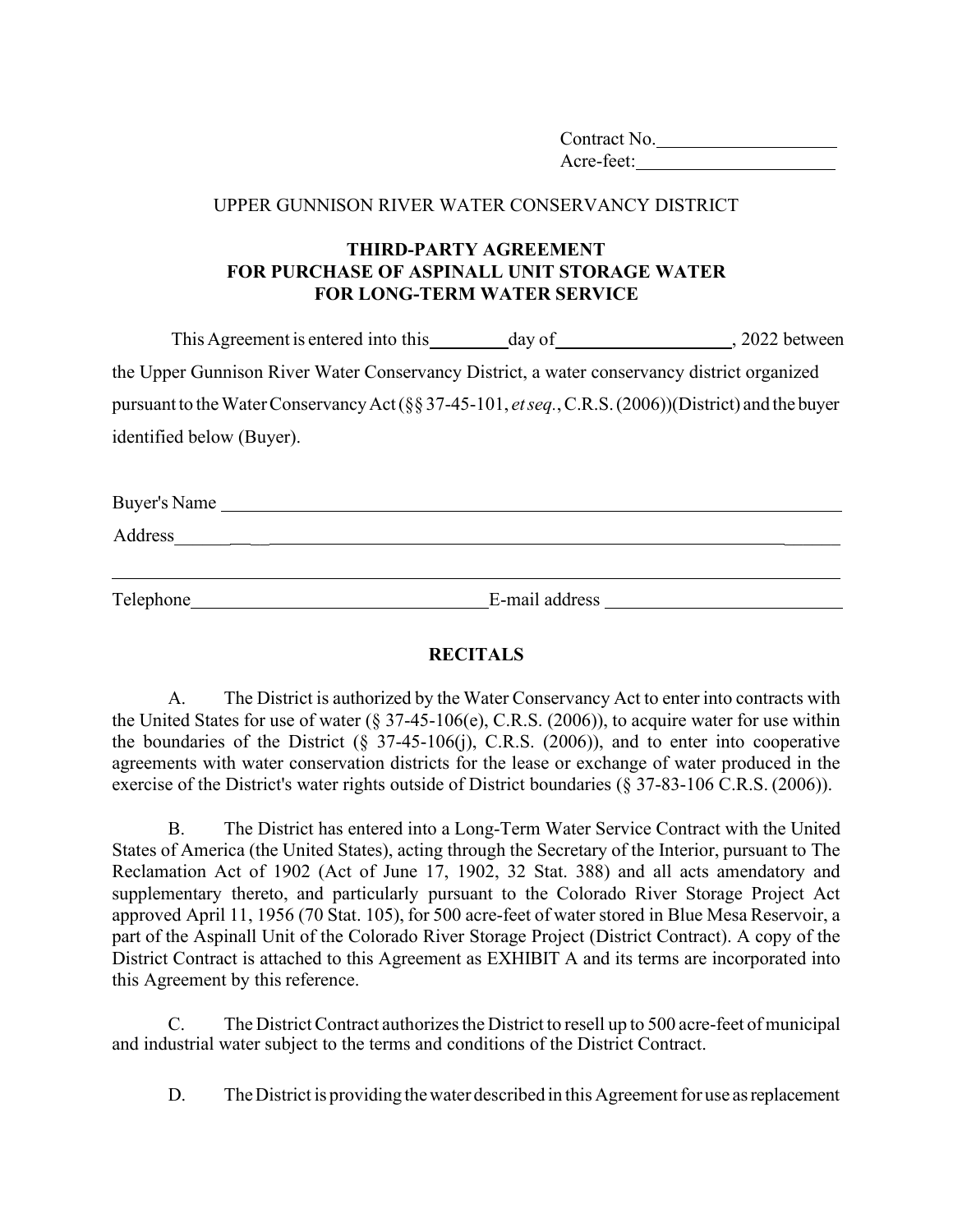Contract No.\_\_\_\_\_\_\_\_\_\_\_\_\_\_\_\_\_\_\_\_

Acre-feet:\_\_\_\_\_\_\_\_\_\_\_\_\_\_\_\_\_\_\_\_

UPPER GUNNISON RIVER WATER CONSERVANCY DISTRICT

**THIRD-PARTY AGREEMENT**
**FOR PURCHASE OF ASPINALL UNIT STORAGE WATER**
**FOR LONG-TERM WATER SERVICE**

This Agreement is entered into this \_\_\_\_\_\_\_\_ day of \_\_\_\_\_\_\_\_\_\_\_\_\_\_\_\_\_\_\_\_, 2022 between the Upper Gunnison River Water Conservancy District, a water conservancy district organized pursuant to the Water Conservancy Act (§§ 37-45-101, *et seq.*, C.R.S. (2006))(District) and the buyer identified below (Buyer).

Buyer's Name \_\_\_\_\_\_\_\_\_\_\_\_\_\_\_\_\_\_\_\_\_\_\_\_\_\_\_\_\_\_\_\_\_\_\_\_\_\_\_\_\_\_\_\_\_\_\_\_\_\_\_\_\_\_\_\_\_\_

Address \_\_\_\_\_\_\_\_\_\_\_\_\_\_\_\_\_\_\_\_\_\_\_\_\_\_\_\_\_\_\_\_\_\_\_\_\_\_\_\_\_\_\_\_\_\_\_\_\_\_\_\_\_\_\_\_\_\_\_\_\_\_\_

\_\_\_\_\_\_\_\_\_\_\_\_\_\_\_\_\_\_\_\_\_\_\_\_\_\_\_\_\_\_\_\_\_\_\_\_\_\_\_\_\_\_\_\_\_\_\_\_\_\_\_\_\_\_\_\_\_\_\_\_\_\_\_\_\_\_\_\_\_\_

Telephone \_\_\_\_\_\_\_\_\_\_\_\_\_\_\_\_\_\_\_\_\_\_\_\_\_\_\_\_\_\_ E-mail address \_\_\_\_\_\_\_\_\_\_\_\_\_\_\_\_\_\_\_\_\_\_\_\_

## RECITALS

A. The District is authorized by the Water Conservancy Act to enter into contracts with the United States for use of water (§ 37-45-106(e), C.R.S. (2006)), to acquire water for use within the boundaries of the District (§ 37-45-106(j), C.R.S. (2006)), and to enter into cooperative agreements with water conservation districts for the lease or exchange of water produced in the exercise of the District's water rights outside of District boundaries (§ 37-83-106 C.R.S. (2006)).

B. The District has entered into a Long-Term Water Service Contract with the United States of America (the United States), acting through the Secretary of the Interior, pursuant to The Reclamation Act of 1902 (Act of June 17, 1902, 32 Stat. 388) and all acts amendatory and supplementary thereto, and particularly pursuant to the Colorado River Storage Project Act approved April 11, 1956 (70 Stat. 105), for 500 acre-feet of water stored in Blue Mesa Reservoir, a part of the Aspinall Unit of the Colorado River Storage Project (District Contract). A copy of the District Contract is attached to this Agreement as EXHIBIT A and its terms are incorporated into this Agreement by this reference.

C. The District Contract authorizes the District to resell up to 500 acre-feet of municipal and industrial water subject to the terms and conditions of the District Contract.

D. The District is providing the water described in this Agreement for use as replacement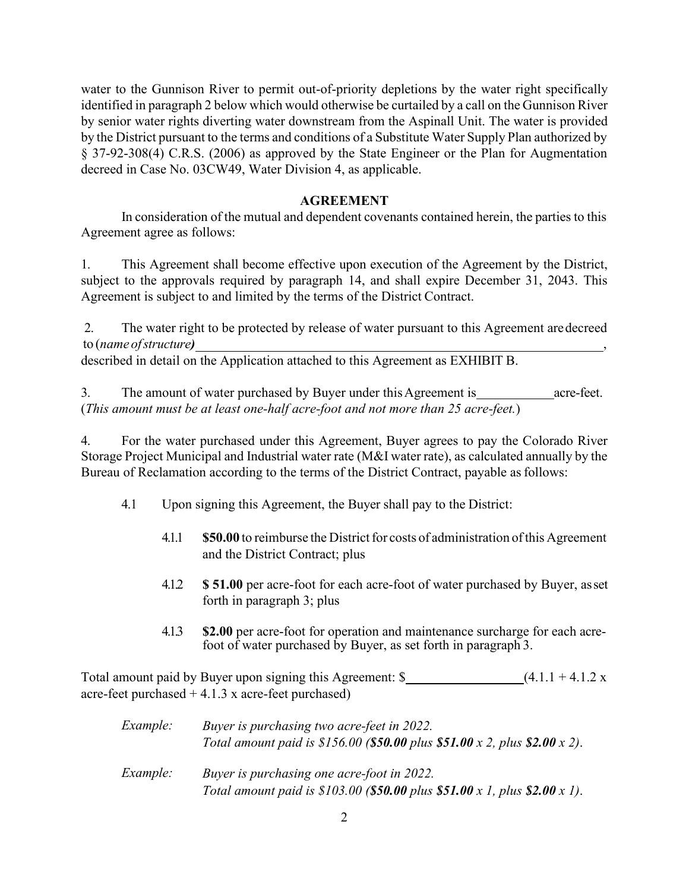water to the Gunnison River to permit out-of-priority depletions by the water right specifically identified in paragraph 2 below which would otherwise be curtailed by a call on the Gunnison River by senior water rights diverting water downstream from the Aspinall Unit. The water is provided by the District pursuant to the terms and conditions of a Substitute Water Supply Plan authorized by § 37-92-308(4) C.R.S. (2006) as approved by the State Engineer or the Plan for Augmentation decreed in Case No. 03CW49, Water Division 4, as applicable.

## AGREEMENT

In consideration of the mutual and dependent covenants contained herein, the parties to this Agreement agree as follows:

1. This Agreement shall become effective upon execution of the Agreement by the District, subject to the approvals required by paragraph 14, and shall expire December 31, 2043. This Agreement is subject to and limited by the terms of the District Contract.

2. The water right to be protected by release of water pursuant to this Agreement are decreed to (*name of structure)* ________________________________________________________________, described in detail on the Application attached to this Agreement as EXHIBIT B.

3. The amount of water purchased by Buyer under this Agreement is ___________ acre-feet. (*This amount must be at least one-half acre-foot and not more than 25 acre-feet.*)

4. For the water purchased under this Agreement, Buyer agrees to pay the Colorado River Storage Project Municipal and Industrial water rate (M&I water rate), as calculated annually by the Bureau of Reclamation according to the terms of the District Contract, payable as follows:

   4.1 Upon signing this Agreement, the Buyer shall pay to the District:

      4.1.1 **$50.00** to reimburse the District for costs of administration of this Agreement and the District Contract; plus

      4.1.2 **$ 51.00** per acre-foot for each acre-foot of water purchased by Buyer, as set forth in paragraph 3; plus

      4.1.3 **$2.00** per acre-foot for operation and maintenance surcharge for each acre-foot of water purchased by Buyer, as set forth in paragraph 3.

Total amount paid by Buyer upon signing this Agreement: $__________________ (4.1.1 + 4.1.2 x acre-feet purchased + 4.1.3 x acre-feet purchased)

*Example:* *Buyer is purchasing two acre-feet in 2022.*
*Total amount paid is $156.00 (**$50.00** plus **$51.00** x 2, plus **$2.00** x 2).*

*Example:* *Buyer is purchasing one acre-foot in 2022.*
*Total amount paid is $103.00 (**$50.00** plus **$51.00** x 1, plus **$2.00** x 1).*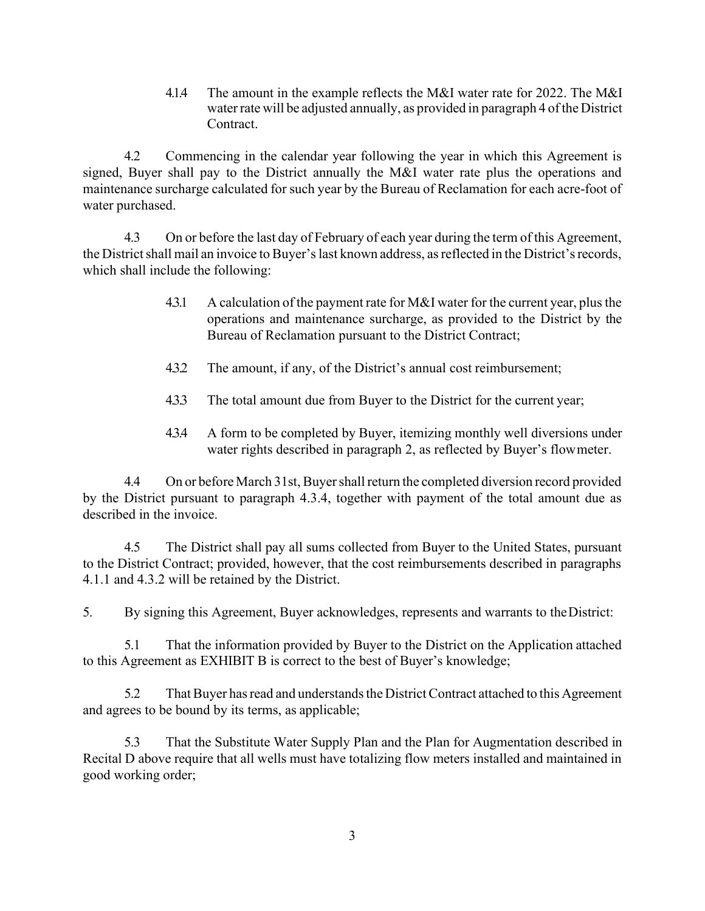4.1.4 The amount in the example reflects the M&I water rate for 2022. The M&I water rate will be adjusted annually, as provided in paragraph 4 of the District Contract.

4.2 Commencing in the calendar year following the year in which this Agreement is signed, Buyer shall pay to the District annually the M&I water rate plus the operations and maintenance surcharge calculated for such year by the Bureau of Reclamation for each acre-foot of water purchased.

4.3 On or before the last day of February of each year during the term of this Agreement, the District shall mail an invoice to Buyer's last known address, as reflected in the District's records, which shall include the following:

4.3.1 A calculation of the payment rate for M&I water for the current year, plus the operations and maintenance surcharge, as provided to the District by the Bureau of Reclamation pursuant to the District Contract;

4.3.2 The amount, if any, of the District's annual cost reimbursement;

4.3.3 The total amount due from Buyer to the District for the current year;

4.3.4 A form to be completed by Buyer, itemizing monthly well diversions under water rights described in paragraph 2, as reflected by Buyer's flow meter.

4.4 On or before March 31st, Buyer shall return the completed diversion record provided by the District pursuant to paragraph 4.3.4, together with payment of the total amount due as described in the invoice.

4.5 The District shall pay all sums collected from Buyer to the United States, pursuant to the District Contract; provided, however, that the cost reimbursements described in paragraphs 4.1.1 and 4.3.2 will be retained by the District.

5. By signing this Agreement, Buyer acknowledges, represents and warrants to the District:

5.1 That the information provided by Buyer to the District on the Application attached to this Agreement as EXHIBIT B is correct to the best of Buyer's knowledge;

5.2 That Buyer has read and understands the District Contract attached to this Agreement and agrees to be bound by its terms, as applicable;

5.3 That the Substitute Water Supply Plan and the Plan for Augmentation described in Recital D above require that all wells must have totalizing flow meters installed and maintained in good working order;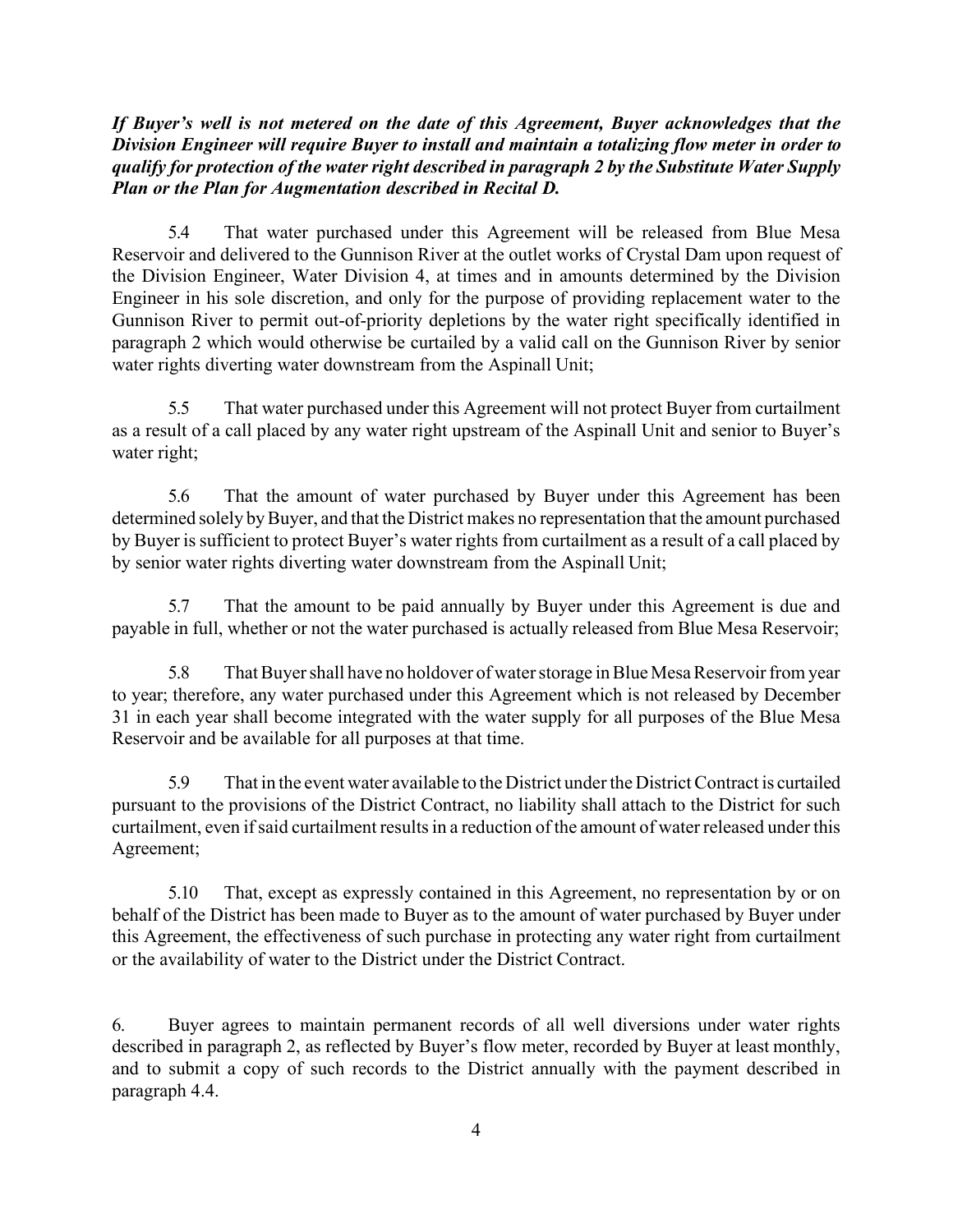***If Buyer's well is not metered on the date of this Agreement, Buyer acknowledges that the Division Engineer will require Buyer to install and maintain a totalizing flow meter in order to qualify for protection of the water right described in paragraph 2 by the Substitute Water Supply Plan or the Plan for Augmentation described in Recital D.***

5.4 That water purchased under this Agreement will be released from Blue Mesa Reservoir and delivered to the Gunnison River at the outlet works of Crystal Dam upon request of the Division Engineer, Water Division 4, at times and in amounts determined by the Division Engineer in his sole discretion, and only for the purpose of providing replacement water to the Gunnison River to permit out-of-priority depletions by the water right specifically identified in paragraph 2 which would otherwise be curtailed by a valid call on the Gunnison River by senior water rights diverting water downstream from the Aspinall Unit;

5.5 That water purchased under this Agreement will not protect Buyer from curtailment as a result of a call placed by any water right upstream of the Aspinall Unit and senior to Buyer's water right;

5.6 That the amount of water purchased by Buyer under this Agreement has been determined solely by Buyer, and that the District makes no representation that the amount purchased by Buyer is sufficient to protect Buyer's water rights from curtailment as a result of a call placed by by senior water rights diverting water downstream from the Aspinall Unit;

5.7 That the amount to be paid annually by Buyer under this Agreement is due and payable in full, whether or not the water purchased is actually released from Blue Mesa Reservoir;

5.8 That Buyer shall have no holdover of water storage in Blue Mesa Reservoir from year to year; therefore, any water purchased under this Agreement which is not released by December 31 in each year shall become integrated with the water supply for all purposes of the Blue Mesa Reservoir and be available for all purposes at that time.

5.9 That in the event water available to the District under the District Contract is curtailed pursuant to the provisions of the District Contract, no liability shall attach to the District for such curtailment, even if said curtailment results in a reduction of the amount of water released under this Agreement;

5.10 That, except as expressly contained in this Agreement, no representation by or on behalf of the District has been made to Buyer as to the amount of water purchased by Buyer under this Agreement, the effectiveness of such purchase in protecting any water right from curtailment or the availability of water to the District under the District Contract.

6. Buyer agrees to maintain permanent records of all well diversions under water rights described in paragraph 2, as reflected by Buyer's flow meter, recorded by Buyer at least monthly, and to submit a copy of such records to the District annually with the payment described in paragraph 4.4.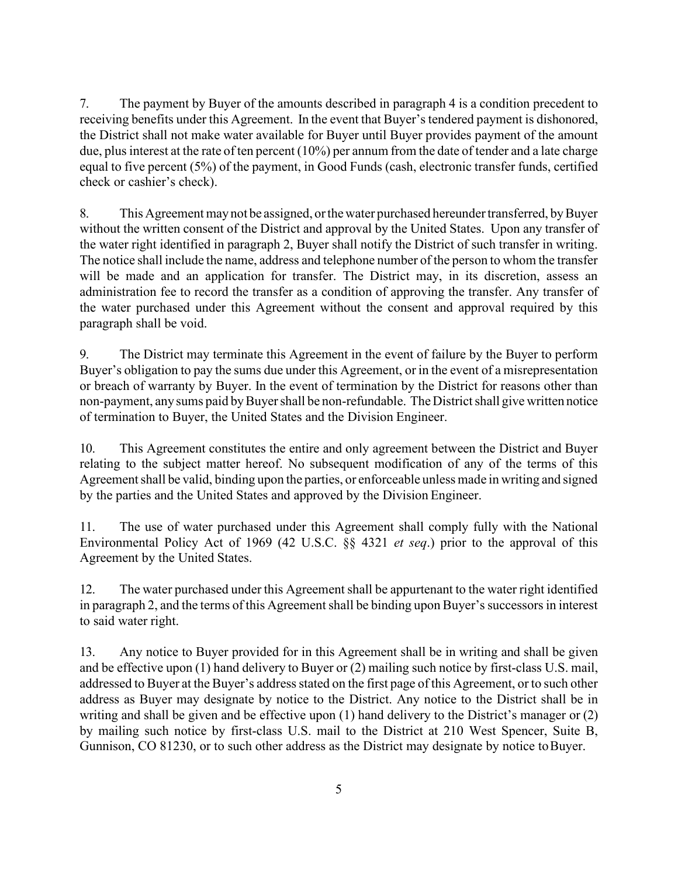7. The payment by Buyer of the amounts described in paragraph 4 is a condition precedent to receiving benefits under this Agreement. In the event that Buyer's tendered payment is dishonored, the District shall not make water available for Buyer until Buyer provides payment of the amount due, plus interest at the rate of ten percent (10%) per annum from the date of tender and a late charge equal to five percent (5%) of the payment, in Good Funds (cash, electronic transfer funds, certified check or cashier's check).

8. This Agreement may not be assigned, or the water purchased hereunder transferred, by Buyer without the written consent of the District and approval by the United States. Upon any transfer of the water right identified in paragraph 2, Buyer shall notify the District of such transfer in writing. The notice shall include the name, address and telephone number of the person to whom the transfer will be made and an application for transfer. The District may, in its discretion, assess an administration fee to record the transfer as a condition of approving the transfer. Any transfer of the water purchased under this Agreement without the consent and approval required by this paragraph shall be void.

9. The District may terminate this Agreement in the event of failure by the Buyer to perform Buyer's obligation to pay the sums due under this Agreement, or in the event of a misrepresentation or breach of warranty by Buyer. In the event of termination by the District for reasons other than non-payment, any sums paid by Buyer shall be non-refundable. The District shall give written notice of termination to Buyer, the United States and the Division Engineer.

10. This Agreement constitutes the entire and only agreement between the District and Buyer relating to the subject matter hereof. No subsequent modification of any of the terms of this Agreement shall be valid, binding upon the parties, or enforceable unless made in writing and signed by the parties and the United States and approved by the Division Engineer.

11. The use of water purchased under this Agreement shall comply fully with the National Environmental Policy Act of 1969 (42 U.S.C. §§ 4321 *et seq*.) prior to the approval of this Agreement by the United States.

12. The water purchased under this Agreement shall be appurtenant to the water right identified in paragraph 2, and the terms of this Agreement shall be binding upon Buyer's successors in interest to said water right.

13. Any notice to Buyer provided for in this Agreement shall be in writing and shall be given and be effective upon (1) hand delivery to Buyer or (2) mailing such notice by first-class U.S. mail, addressed to Buyer at the Buyer's address stated on the first page of this Agreement, or to such other address as Buyer may designate by notice to the District. Any notice to the District shall be in writing and shall be given and be effective upon (1) hand delivery to the District's manager or (2) by mailing such notice by first-class U.S. mail to the District at 210 West Spencer, Suite B, Gunnison, CO 81230, or to such other address as the District may designate by notice to Buyer.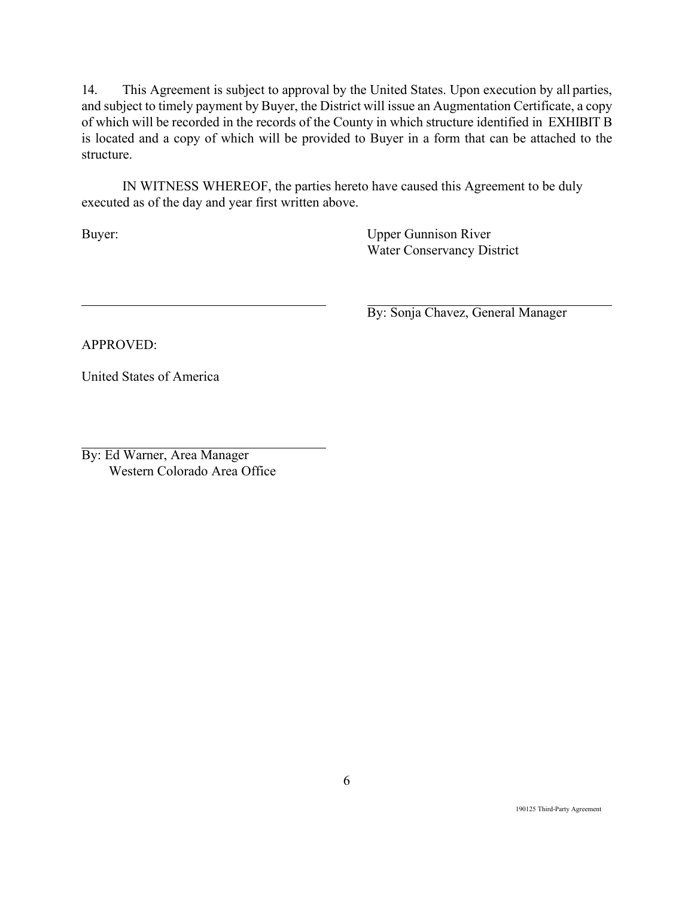14. This Agreement is subject to approval by the United States. Upon execution by all parties, and subject to timely payment by Buyer, the District will issue an Augmentation Certificate, a copy of which will be recorded in the records of the County in which structure identified in EXHIBIT B is located and a copy of which will be provided to Buyer in a form that can be attached to the structure.

IN WITNESS WHEREOF, the parties hereto have caused this Agreement to be duly executed as of the day and year first written above.

Buyer:

\_\_\_\_\_\_\_\_\_\_\_\_\_\_\_\_\_\_\_\_\_\_\_\_\_\_\_\_\_\_\_\_\_\_\_\_

Upper Gunnison River
Water Conservancy District

\_\_\_\_\_\_\_\_\_\_\_\_\_\_\_\_\_\_\_\_\_\_\_\_\_\_\_\_\_\_\_\_\_\_\_\_
By: Sonja Chavez, General Manager

APPROVED:

United States of America

\_\_\_\_\_\_\_\_\_\_\_\_\_\_\_\_\_\_\_\_\_\_\_\_\_\_\_\_\_\_\_\_\_\_\_\_
By: Ed Warner, Area Manager
Western Colorado Area Office

190125 Third-Party Agreement